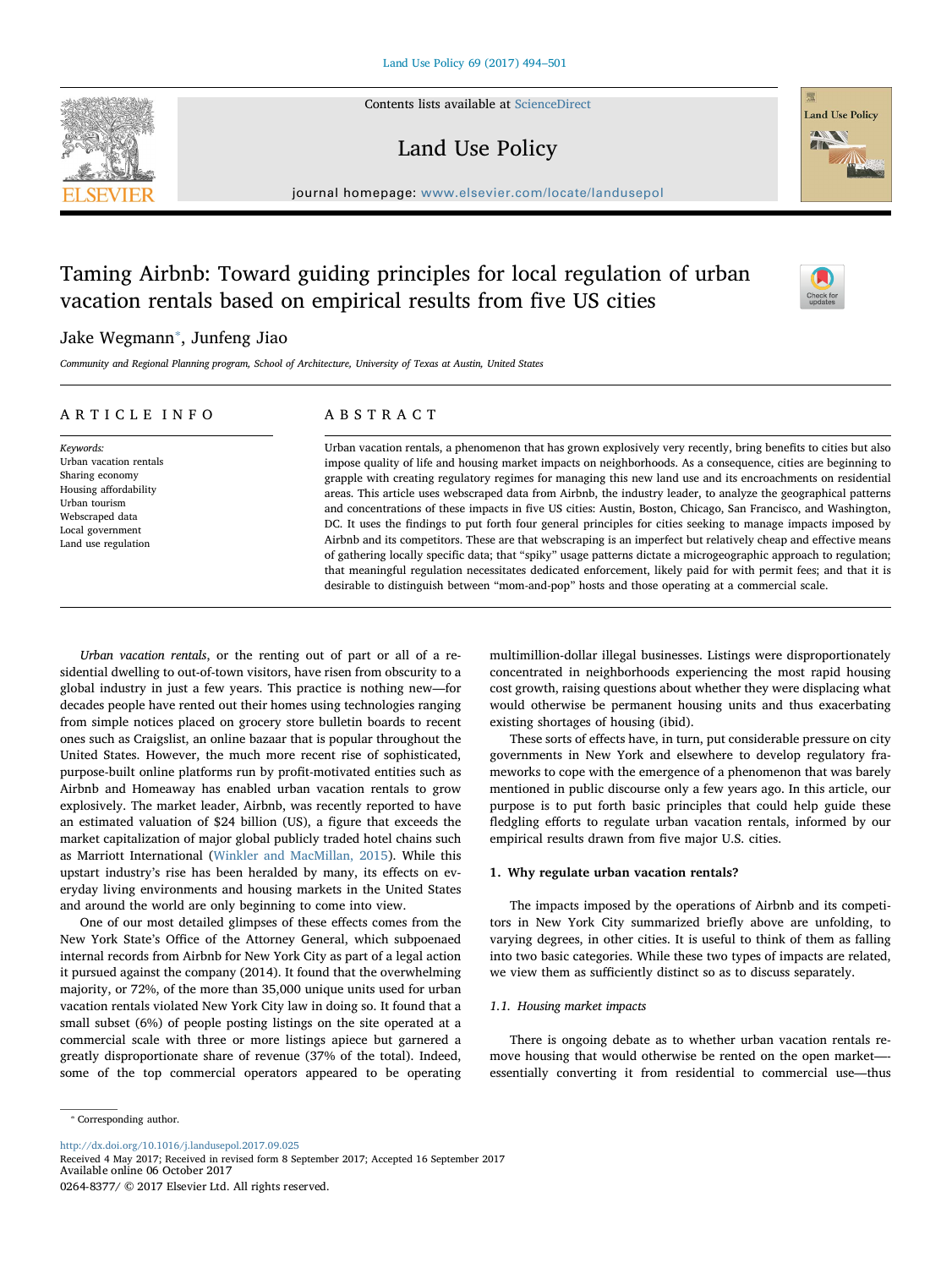Contents lists available at [ScienceDirect](http://www.sciencedirect.com/science/journal/02648377)

Land Use Policy



journal homepage: [www.elsevier.com/locate/landusepol](https://www.elsevier.com/locate/landusepol)

# Taming Airbnb: Toward guiding principles for local regulation of urban vacation rentals based on empirical results from five US cities



# Jake Wegmann<sup>\*</sup>, Junfeng Jiao

Community and Regional Planning program, School of Architecture, University of Texas at Austin, United States

| ARTICLE INFO                                                                                                                                                   | ABSTRACT                                                                                                                                                                                                                                                                                                                                                                                                                                                                                                                                                                                                                                                                                                                                                                                                                                                                                                                                                                                                                                                                                                                                                              |
|----------------------------------------------------------------------------------------------------------------------------------------------------------------|-----------------------------------------------------------------------------------------------------------------------------------------------------------------------------------------------------------------------------------------------------------------------------------------------------------------------------------------------------------------------------------------------------------------------------------------------------------------------------------------------------------------------------------------------------------------------------------------------------------------------------------------------------------------------------------------------------------------------------------------------------------------------------------------------------------------------------------------------------------------------------------------------------------------------------------------------------------------------------------------------------------------------------------------------------------------------------------------------------------------------------------------------------------------------|
| Keywords:<br>Urban vacation rentals<br>Sharing economy<br>Housing affordability<br>Urban tourism<br>Webscraped data<br>Local government<br>Land use regulation | Urban vacation rentals, a phenomenon that has grown explosively very recently, bring benefits to cities but also<br>impose quality of life and housing market impacts on neighborhoods. As a consequence, cities are beginning to<br>grapple with creating regulatory regimes for managing this new land use and its encroachments on residential<br>areas. This article uses webscraped data from Airbnb, the industry leader, to analyze the geographical patterns<br>and concentrations of these impacts in five US cities: Austin, Boston, Chicago, San Francisco, and Washington,<br>DC. It uses the findings to put forth four general principles for cities seeking to manage impacts imposed by<br>Airbnb and its competitors. These are that webscraping is an imperfect but relatively cheap and effective means<br>of gathering locally specific data; that "spiky" usage patterns dictate a microgeographic approach to regulation;<br>that meaningful regulation necessitates dedicated enforcement, likely paid for with permit fees; and that it is<br>desirable to distinguish between "mom-and-pop" hosts and those operating at a commercial scale. |

Urban vacation rentals, or the renting out of part or all of a residential dwelling to out-of-town visitors, have risen from obscurity to a global industry in just a few years. This practice is nothing new—for decades people have rented out their homes using technologies ranging from simple notices placed on grocery store bulletin boards to recent ones such as Craigslist, an online bazaar that is popular throughout the United States. However, the much more recent rise of sophisticated, purpose-built online platforms run by profit-motivated entities such as Airbnb and Homeaway has enabled urban vacation rentals to grow explosively. The market leader, Airbnb, was recently reported to have an estimated valuation of \$24 billion (US), a figure that exceeds the market capitalization of major global publicly traded hotel chains such as Marriott International ([Winkler and MacMillan, 2015\)](#page-7-0). While this upstart industry's rise has been heralded by many, its effects on everyday living environments and housing markets in the United States and around the world are only beginning to come into view.

One of our most detailed glimpses of these effects comes from the New York State's Office of the Attorney General, which subpoenaed internal records from Airbnb for New York City as part of a legal action it pursued against the company (2014). It found that the overwhelming majority, or 72%, of the more than 35,000 unique units used for urban vacation rentals violated New York City law in doing so. It found that a small subset (6%) of people posting listings on the site operated at a commercial scale with three or more listings apiece but garnered a greatly disproportionate share of revenue (37% of the total). Indeed, some of the top commercial operators appeared to be operating multimillion-dollar illegal businesses. Listings were disproportionately concentrated in neighborhoods experiencing the most rapid housing cost growth, raising questions about whether they were displacing what would otherwise be permanent housing units and thus exacerbating existing shortages of housing (ibid).

These sorts of effects have, in turn, put considerable pressure on city governments in New York and elsewhere to develop regulatory frameworks to cope with the emergence of a phenomenon that was barely mentioned in public discourse only a few years ago. In this article, our purpose is to put forth basic principles that could help guide these fledgling efforts to regulate urban vacation rentals, informed by our empirical results drawn from five major U.S. cities.

### 1. Why regulate urban vacation rentals?

The impacts imposed by the operations of Airbnb and its competitors in New York City summarized briefly above are unfolding, to varying degrees, in other cities. It is useful to think of them as falling into two basic categories. While these two types of impacts are related, we view them as sufficiently distinct so as to discuss separately.

### 1.1. Housing market impacts

There is ongoing debate as to whether urban vacation rentals remove housing that would otherwise be rented on the open market— essentially converting it from residential to commercial use—thus

<span id="page-0-0"></span>⁎ Corresponding author.

<http://dx.doi.org/10.1016/j.landusepol.2017.09.025>

Received 4 May 2017; Received in revised form 8 September 2017; Accepted 16 September 2017 Available online 06 October 2017

0264-8377/ © 2017 Elsevier Ltd. All rights reserved.

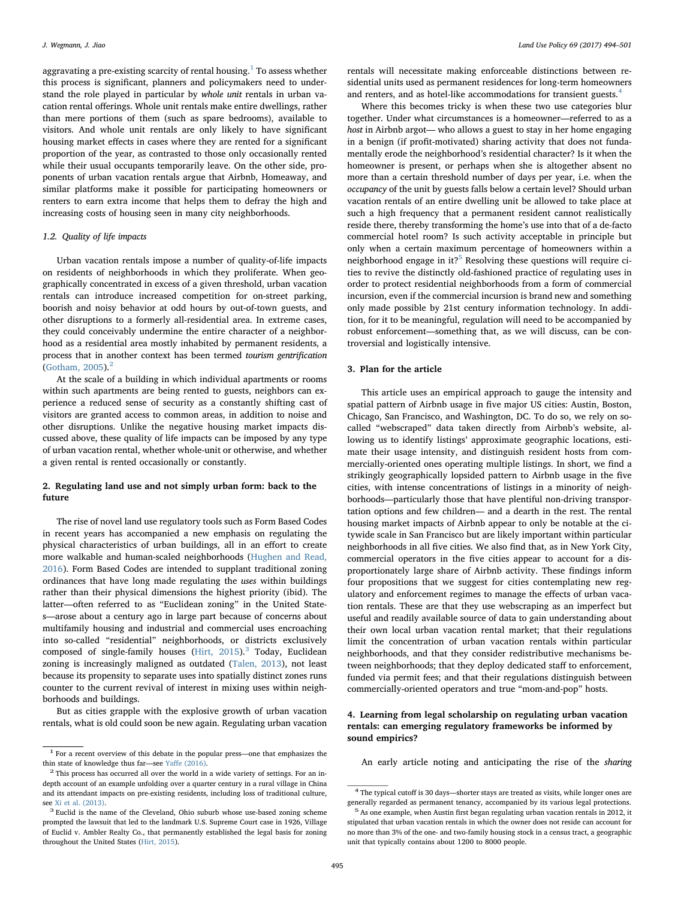aggravating a pre-existing scarcity of rental housing.<sup>[1](#page-1-0)</sup> To assess whether this process is significant, planners and policymakers need to understand the role played in particular by whole unit rentals in urban vacation rental offerings. Whole unit rentals make entire dwellings, rather than mere portions of them (such as spare bedrooms), available to visitors. And whole unit rentals are only likely to have significant housing market effects in cases where they are rented for a significant proportion of the year, as contrasted to those only occasionally rented while their usual occupants temporarily leave. On the other side, proponents of urban vacation rentals argue that Airbnb, Homeaway, and similar platforms make it possible for participating homeowners or renters to earn extra income that helps them to defray the high and increasing costs of housing seen in many city neighborhoods.

### 1.2. Quality of life impacts

Urban vacation rentals impose a number of quality-of-life impacts on residents of neighborhoods in which they proliferate. When geographically concentrated in excess of a given threshold, urban vacation rentals can introduce increased competition for on-street parking, boorish and noisy behavior at odd hours by out-of-town guests, and other disruptions to a formerly all-residential area. In extreme cases, they could conceivably undermine the entire character of a neighborhood as a residential area mostly inhabited by permanent residents, a process that in another context has been termed tourism gentrification (Gotham,  $2005$  $2005$ ).<sup>2</sup>

At the scale of a building in which individual apartments or rooms within such apartments are being rented to guests, neighbors can experience a reduced sense of security as a constantly shifting cast of visitors are granted access to common areas, in addition to noise and other disruptions. Unlike the negative housing market impacts discussed above, these quality of life impacts can be imposed by any type of urban vacation rental, whether whole-unit or otherwise, and whether a given rental is rented occasionally or constantly.

# 2. Regulating land use and not simply urban form: back to the future

The rise of novel land use regulatory tools such as Form Based Codes in recent years has accompanied a new emphasis on regulating the physical characteristics of urban buildings, all in an effort to create more walkable and human-scaled neighborhoods [\(Hughen and Read,](#page-7-2) [2016\)](#page-7-2). Form Based Codes are intended to supplant traditional zoning ordinances that have long made regulating the uses within buildings rather than their physical dimensions the highest priority (ibid). The latter—often referred to as "Euclidean zoning" in the United States—arose about a century ago in large part because of concerns about multifamily housing and industrial and commercial uses encroaching into so-called "residential" neighborhoods, or districts exclusively composed of single-family houses ([Hirt, 2015](#page-7-3)).<sup>[3](#page-1-2)</sup> Today, Euclidean zoning is increasingly maligned as outdated [\(Talen, 2013](#page-7-4)), not least because its propensity to separate uses into spatially distinct zones runs counter to the current revival of interest in mixing uses within neighborhoods and buildings.

But as cities grapple with the explosive growth of urban vacation rentals, what is old could soon be new again. Regulating urban vacation

rentals will necessitate making enforceable distinctions between residential units used as permanent residences for long-term homeowners and renters, and as hotel-like accommodations for transient guests.<sup>[4](#page-1-3)</sup>

Where this becomes tricky is when these two use categories blur together. Under what circumstances is a homeowner—referred to as a host in Airbnb argot— who allows a guest to stay in her home engaging in a benign (if profit-motivated) sharing activity that does not fundamentally erode the neighborhood's residential character? Is it when the homeowner is present, or perhaps when she is altogether absent no more than a certain threshold number of days per year, i.e. when the occupancy of the unit by guests falls below a certain level? Should urban vacation rentals of an entire dwelling unit be allowed to take place at such a high frequency that a permanent resident cannot realistically reside there, thereby transforming the home's use into that of a de-facto commercial hotel room? Is such activity acceptable in principle but only when a certain maximum percentage of homeowners within a neighborhood engage in it?<sup>[5](#page-1-4)</sup> Resolving these questions will require cities to revive the distinctly old-fashioned practice of regulating uses in order to protect residential neighborhoods from a form of commercial incursion, even if the commercial incursion is brand new and something only made possible by 21st century information technology. In addition, for it to be meaningful, regulation will need to be accompanied by robust enforcement—something that, as we will discuss, can be controversial and logistically intensive.

# 3. Plan for the article

This article uses an empirical approach to gauge the intensity and spatial pattern of Airbnb usage in five major US cities: Austin, Boston, Chicago, San Francisco, and Washington, DC. To do so, we rely on socalled "webscraped" data taken directly from Airbnb's website, allowing us to identify listings' approximate geographic locations, estimate their usage intensity, and distinguish resident hosts from commercially-oriented ones operating multiple listings. In short, we find a strikingly geographically lopsided pattern to Airbnb usage in the five cities, with intense concentrations of listings in a minority of neighborhoods—particularly those that have plentiful non-driving transportation options and few children— and a dearth in the rest. The rental housing market impacts of Airbnb appear to only be notable at the citywide scale in San Francisco but are likely important within particular neighborhoods in all five cities. We also find that, as in New York City, commercial operators in the five cities appear to account for a disproportionately large share of Airbnb activity. These findings inform four propositions that we suggest for cities contemplating new regulatory and enforcement regimes to manage the effects of urban vacation rentals. These are that they use webscraping as an imperfect but useful and readily available source of data to gain understanding about their own local urban vacation rental market; that their regulations limit the concentration of urban vacation rentals within particular neighborhoods, and that they consider redistributive mechanisms between neighborhoods; that they deploy dedicated staff to enforcement, funded via permit fees; and that their regulations distinguish between commercially-oriented operators and true "mom-and-pop" hosts.

# 4. Learning from legal scholarship on regulating urban vacation rentals: can emerging regulatory frameworks be informed by sound empirics?

An early article noting and anticipating the rise of the sharing

<span id="page-1-0"></span><sup>&</sup>lt;sup>1</sup> For a recent overview of this debate in the popular press—one that emphasizes the thin state of knowledge thus far—see Yaffe  $(2016)$ .

<span id="page-1-1"></span> $2$  This process has occurred all over the world in a wide variety of settings. For an indepth account of an example unfolding over a quarter century in a rural village in China and its attendant impacts on pre-existing residents, including loss of traditional culture,

<span id="page-1-2"></span>see [Xi et al. \(2013\)](#page-7-6).  $3 \text{ Euclid}$  is the name of the Cleveland, Ohio suburb whose use-based zoning scheme prompted the lawsuit that led to the landmark U.S. Supreme Court case in 1926, Village of Euclid v. Ambler Realty Co., that permanently established the legal basis for zoning throughout the United States ([Hirt, 2015](#page-7-3)).

<span id="page-1-3"></span><sup>4</sup> The typical cutoff is 30 days—shorter stays are treated as visits, while longer ones are generally regarded as permanent tenancy, accompanied by its various legal protections. <sup>5</sup> As one example, when Austin first began regulating urban vacation rentals in 2012, it

<span id="page-1-4"></span>stipulated that urban vacation rentals in which the owner does not reside can account for no more than 3% of the one- and two-family housing stock in a census tract, a geographic unit that typically contains about 1200 to 8000 people.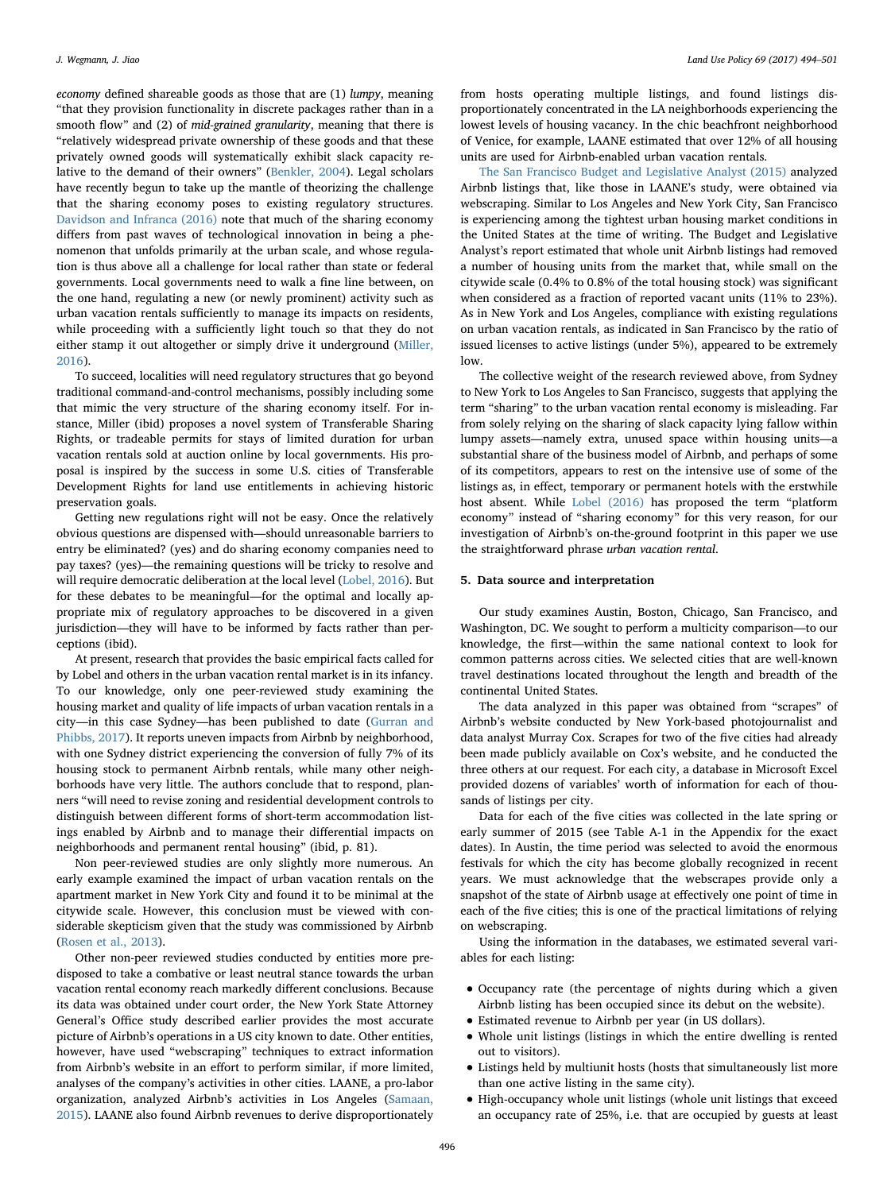economy defined shareable goods as those that are (1) lumpy, meaning "that they provision functionality in discrete packages rather than in a smooth flow" and (2) of mid-grained granularity, meaning that there is "relatively widespread private ownership of these goods and that these privately owned goods will systematically exhibit slack capacity relative to the demand of their owners" [\(Benkler, 2004](#page-7-7)). Legal scholars have recently begun to take up the mantle of theorizing the challenge that the sharing economy poses to existing regulatory structures. [Davidson and Infranca \(2016\)](#page-7-8) note that much of the sharing economy differs from past waves of technological innovation in being a phenomenon that unfolds primarily at the urban scale, and whose regulation is thus above all a challenge for local rather than state or federal governments. Local governments need to walk a fine line between, on the one hand, regulating a new (or newly prominent) activity such as urban vacation rentals sufficiently to manage its impacts on residents, while proceeding with a sufficiently light touch so that they do not either stamp it out altogether or simply drive it underground [\(Miller,](#page-7-9) [2016\)](#page-7-9).

To succeed, localities will need regulatory structures that go beyond traditional command-and-control mechanisms, possibly including some that mimic the very structure of the sharing economy itself. For instance, Miller (ibid) proposes a novel system of Transferable Sharing Rights, or tradeable permits for stays of limited duration for urban vacation rentals sold at auction online by local governments. His proposal is inspired by the success in some U.S. cities of Transferable Development Rights for land use entitlements in achieving historic preservation goals.

Getting new regulations right will not be easy. Once the relatively obvious questions are dispensed with—should unreasonable barriers to entry be eliminated? (yes) and do sharing economy companies need to pay taxes? (yes)—the remaining questions will be tricky to resolve and will require democratic deliberation at the local level [\(Lobel, 2016](#page-7-10)). But for these debates to be meaningful—for the optimal and locally appropriate mix of regulatory approaches to be discovered in a given jurisdiction—they will have to be informed by facts rather than perceptions (ibid).

At present, research that provides the basic empirical facts called for by Lobel and others in the urban vacation rental market is in its infancy. To our knowledge, only one peer-reviewed study examining the housing market and quality of life impacts of urban vacation rentals in a city—in this case Sydney—has been published to date ([Gurran and](#page-7-11) [Phibbs, 2017](#page-7-11)). It reports uneven impacts from Airbnb by neighborhood, with one Sydney district experiencing the conversion of fully 7% of its housing stock to permanent Airbnb rentals, while many other neighborhoods have very little. The authors conclude that to respond, planners "will need to revise zoning and residential development controls to distinguish between different forms of short-term accommodation listings enabled by Airbnb and to manage their differential impacts on neighborhoods and permanent rental housing" (ibid, p. 81).

Non peer-reviewed studies are only slightly more numerous. An early example examined the impact of urban vacation rentals on the apartment market in New York City and found it to be minimal at the citywide scale. However, this conclusion must be viewed with considerable skepticism given that the study was commissioned by Airbnb ([Rosen et al., 2013](#page-7-12)).

Other non-peer reviewed studies conducted by entities more predisposed to take a combative or least neutral stance towards the urban vacation rental economy reach markedly different conclusions. Because its data was obtained under court order, the New York State Attorney General's Office study described earlier provides the most accurate picture of Airbnb's operations in a US city known to date. Other entities, however, have used "webscraping" techniques to extract information from Airbnb's website in an effort to perform similar, if more limited, analyses of the company's activities in other cities. LAANE, a pro-labor organization, analyzed Airbnb's activities in Los Angeles ([Samaan,](#page-7-13) [2015\)](#page-7-13). LAANE also found Airbnb revenues to derive disproportionately from hosts operating multiple listings, and found listings disproportionately concentrated in the LA neighborhoods experiencing the lowest levels of housing vacancy. In the chic beachfront neighborhood of Venice, for example, LAANE estimated that over 12% of all housing units are used for Airbnb-enabled urban vacation rentals.

[The San Francisco Budget and Legislative Analyst \(2015\)](#page-7-14) analyzed Airbnb listings that, like those in LAANE's study, were obtained via webscraping. Similar to Los Angeles and New York City, San Francisco is experiencing among the tightest urban housing market conditions in the United States at the time of writing. The Budget and Legislative Analyst's report estimated that whole unit Airbnb listings had removed a number of housing units from the market that, while small on the citywide scale (0.4% to 0.8% of the total housing stock) was significant when considered as a fraction of reported vacant units (11% to 23%). As in New York and Los Angeles, compliance with existing regulations on urban vacation rentals, as indicated in San Francisco by the ratio of issued licenses to active listings (under 5%), appeared to be extremely low.

The collective weight of the research reviewed above, from Sydney to New York to Los Angeles to San Francisco, suggests that applying the term "sharing" to the urban vacation rental economy is misleading. Far from solely relying on the sharing of slack capacity lying fallow within lumpy assets—namely extra, unused space within housing units—a substantial share of the business model of Airbnb, and perhaps of some of its competitors, appears to rest on the intensive use of some of the listings as, in effect, temporary or permanent hotels with the erstwhile host absent. While [Lobel \(2016\)](#page-7-10) has proposed the term "platform economy" instead of "sharing economy" for this very reason, for our investigation of Airbnb's on-the-ground footprint in this paper we use the straightforward phrase urban vacation rental.

#### 5. Data source and interpretation

Our study examines Austin, Boston, Chicago, San Francisco, and Washington, DC. We sought to perform a multicity comparison—to our knowledge, the first—within the same national context to look for common patterns across cities. We selected cities that are well-known travel destinations located throughout the length and breadth of the continental United States.

The data analyzed in this paper was obtained from "scrapes" of Airbnb's website conducted by New York-based photojournalist and data analyst Murray Cox. Scrapes for two of the five cities had already been made publicly available on Cox's website, and he conducted the three others at our request. For each city, a database in Microsoft Excel provided dozens of variables' worth of information for each of thousands of listings per city.

Data for each of the five cities was collected in the late spring or early summer of 2015 (see Table A-1 in the Appendix for the exact dates). In Austin, the time period was selected to avoid the enormous festivals for which the city has become globally recognized in recent years. We must acknowledge that the webscrapes provide only a snapshot of the state of Airbnb usage at effectively one point of time in each of the five cities; this is one of the practical limitations of relying on webscraping.

Using the information in the databases, we estimated several variables for each listing:

- Occupancy rate (the percentage of nights during which a given Airbnb listing has been occupied since its debut on the website).
- Estimated revenue to Airbnb per year (in US dollars).
- Whole unit listings (listings in which the entire dwelling is rented out to visitors).
- Listings held by multiunit hosts (hosts that simultaneously list more than one active listing in the same city).
- High-occupancy whole unit listings (whole unit listings that exceed an occupancy rate of 25%, i.e. that are occupied by guests at least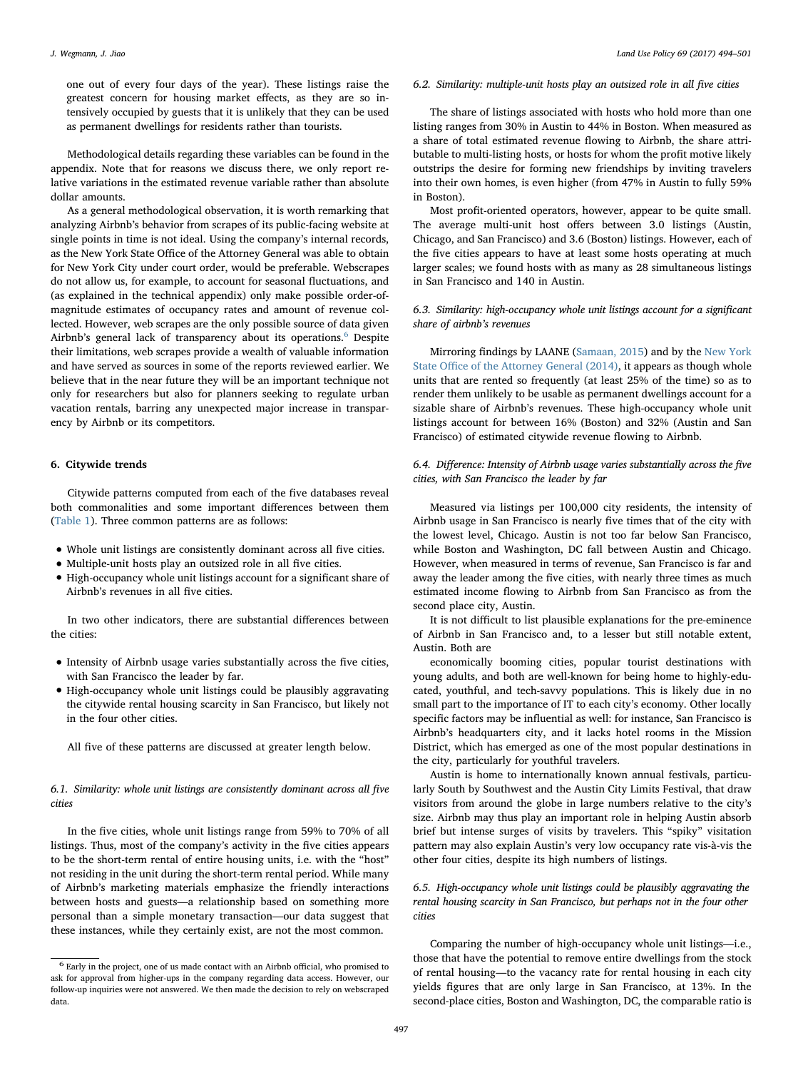one out of every four days of the year). These listings raise the greatest concern for housing market effects, as they are so intensively occupied by guests that it is unlikely that they can be used as permanent dwellings for residents rather than tourists.

Methodological details regarding these variables can be found in the appendix. Note that for reasons we discuss there, we only report relative variations in the estimated revenue variable rather than absolute dollar amounts.

As a general methodological observation, it is worth remarking that analyzing Airbnb's behavior from scrapes of its public-facing website at single points in time is not ideal. Using the company's internal records, as the New York State Office of the Attorney General was able to obtain for New York City under court order, would be preferable. Webscrapes do not allow us, for example, to account for seasonal fluctuations, and (as explained in the technical appendix) only make possible order-ofmagnitude estimates of occupancy rates and amount of revenue collected. However, web scrapes are the only possible source of data given Airbnb's general lack of transparency about its operations.<sup>[6](#page-3-0)</sup> Despite their limitations, web scrapes provide a wealth of valuable information and have served as sources in some of the reports reviewed earlier. We believe that in the near future they will be an important technique not only for researchers but also for planners seeking to regulate urban vacation rentals, barring any unexpected major increase in transparency by Airbnb or its competitors.

### 6. Citywide trends

Citywide patterns computed from each of the five databases reveal both commonalities and some important differences between them ([Table 1](#page-4-0)). Three common patterns are as follows:

- Whole unit listings are consistently dominant across all five cities.
- Multiple-unit hosts play an outsized role in all five cities.
- High-occupancy whole unit listings account for a significant share of Airbnb's revenues in all five cities.

In two other indicators, there are substantial differences between the cities:

- Intensity of Airbnb usage varies substantially across the five cities, with San Francisco the leader by far.
- High-occupancy whole unit listings could be plausibly aggravating the citywide rental housing scarcity in San Francisco, but likely not in the four other cities.

All five of these patterns are discussed at greater length below.

# 6.1. Similarity: whole unit listings are consistently dominant across all five cities

In the five cities, whole unit listings range from 59% to 70% of all listings. Thus, most of the company's activity in the five cities appears to be the short-term rental of entire housing units, i.e. with the "host" not residing in the unit during the short-term rental period. While many of Airbnb's marketing materials emphasize the friendly interactions between hosts and guests—a relationship based on something more personal than a simple monetary transaction—our data suggest that these instances, while they certainly exist, are not the most common.

#### 6.2. Similarity: multiple-unit hosts play an outsized role in all five cities

The share of listings associated with hosts who hold more than one listing ranges from 30% in Austin to 44% in Boston. When measured as a share of total estimated revenue flowing to Airbnb, the share attributable to multi-listing hosts, or hosts for whom the profit motive likely outstrips the desire for forming new friendships by inviting travelers into their own homes, is even higher (from 47% in Austin to fully 59% in Boston).

Most profit-oriented operators, however, appear to be quite small. The average multi-unit host offers between 3.0 listings (Austin, Chicago, and San Francisco) and 3.6 (Boston) listings. However, each of the five cities appears to have at least some hosts operating at much larger scales; we found hosts with as many as 28 simultaneous listings in San Francisco and 140 in Austin.

### 6.3. Similarity: high-occupancy whole unit listings account for a significant share of airbnb's revenues

Mirroring findings by LAANE ([Samaan, 2015\)](#page-7-13) and by the [New York](#page-7-15) State Offi[ce of the Attorney General \(2014\),](#page-7-15) it appears as though whole units that are rented so frequently (at least 25% of the time) so as to render them unlikely to be usable as permanent dwellings account for a sizable share of Airbnb's revenues. These high-occupancy whole unit listings account for between 16% (Boston) and 32% (Austin and San Francisco) of estimated citywide revenue flowing to Airbnb.

# 6.4. Difference: Intensity of Airbnb usage varies substantially across the five cities, with San Francisco the leader by far

Measured via listings per 100,000 city residents, the intensity of Airbnb usage in San Francisco is nearly five times that of the city with the lowest level, Chicago. Austin is not too far below San Francisco, while Boston and Washington, DC fall between Austin and Chicago. However, when measured in terms of revenue, San Francisco is far and away the leader among the five cities, with nearly three times as much estimated income flowing to Airbnb from San Francisco as from the second place city, Austin.

It is not difficult to list plausible explanations for the pre-eminence of Airbnb in San Francisco and, to a lesser but still notable extent, Austin. Both are

economically booming cities, popular tourist destinations with young adults, and both are well-known for being home to highly-educated, youthful, and tech-savvy populations. This is likely due in no small part to the importance of IT to each city's economy. Other locally specific factors may be influential as well: for instance, San Francisco is Airbnb's headquarters city, and it lacks hotel rooms in the Mission District, which has emerged as one of the most popular destinations in the city, particularly for youthful travelers.

Austin is home to internationally known annual festivals, particularly South by Southwest and the Austin City Limits Festival, that draw visitors from around the globe in large numbers relative to the city's size. Airbnb may thus play an important role in helping Austin absorb brief but intense surges of visits by travelers. This "spiky" visitation pattern may also explain Austin's very low occupancy rate vis-à-vis the other four cities, despite its high numbers of listings.

# 6.5. High-occupancy whole unit listings could be plausibly aggravating the rental housing scarcity in San Francisco, but perhaps not in the four other cities

Comparing the number of high-occupancy whole unit listings—i.e., those that have the potential to remove entire dwellings from the stock of rental housing—to the vacancy rate for rental housing in each city yields figures that are only large in San Francisco, at 13%. In the second-place cities, Boston and Washington, DC, the comparable ratio is

<span id="page-3-0"></span><sup>6</sup> Early in the project, one of us made contact with an Airbnb official, who promised to ask for approval from higher-ups in the company regarding data access. However, our follow-up inquiries were not answered. We then made the decision to rely on webscraped data.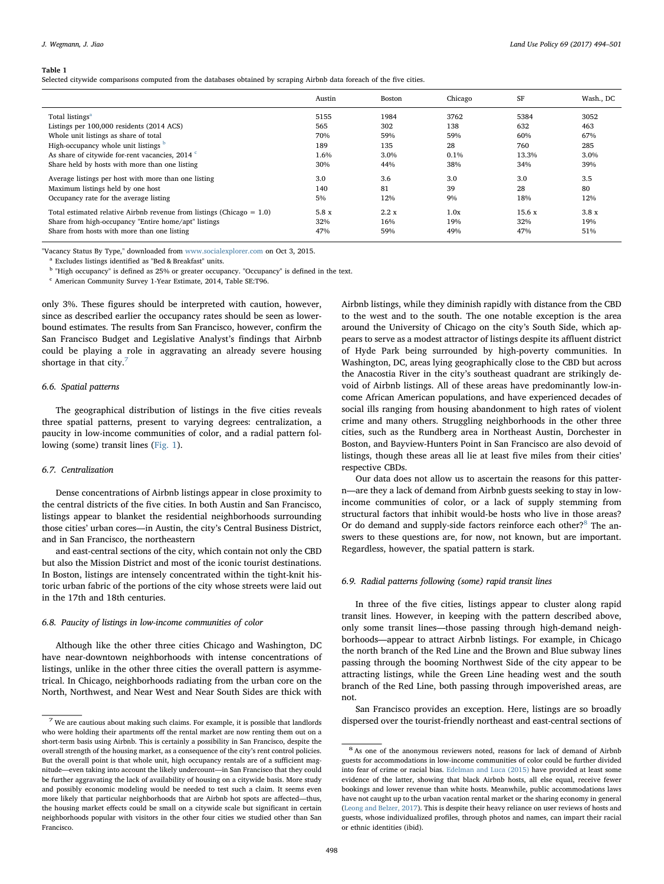#### <span id="page-4-0"></span>Table 1

Selected citywide comparisons computed from the databases obtained by scraping Airbnb data foreach of the five cities.

|                                                                          | Austin | Boston | Chicago | <b>SF</b> | Wash., DC |
|--------------------------------------------------------------------------|--------|--------|---------|-----------|-----------|
| Total listings <sup>a</sup>                                              | 5155   | 1984   | 3762    | 5384      | 3052      |
| Listings per 100,000 residents (2014 ACS)                                | 565    | 302    | 138     | 632       | 463       |
| Whole unit listings as share of total                                    | 70%    | 59%    | 59%     | 60%       | 67%       |
| High-occupancy whole unit listings b                                     | 189    | 135    | 28      | 760       | 285       |
| As share of citywide for-rent vacancies, 2014 °                          | 1.6%   | 3.0%   | 0.1%    | 13.3%     | 3.0%      |
| Share held by hosts with more than one listing                           | 30%    | 44%    | 38%     | 34%       | 39%       |
| Average listings per host with more than one listing                     | 3.0    | 3.6    | 3.0     | 3.0       | 3.5       |
| Maximum listings held by one host                                        | 140    | 81     | 39      | 28        | 80        |
| Occupancy rate for the average listing                                   | 5%     | 12%    | 9%      | 18%       | 12%       |
| Total estimated relative Airbnb revenue from listings (Chicago $= 1.0$ ) | 5.8x   | 2.2x   | 1.0x    | 15.6x     | 3.8x      |
| Share from high-occupancy "Entire home/apt" listings                     | 32%    | 16%    | 19%     | 32%       | 19%       |
| Share from hosts with more than one listing                              | 47%    | 59%    | 49%     | 47%       | 51%       |

"Vacancy Status By Type," downloaded from [www.socialexplorer.com](http://www.socialexplorer.com) on Oct 3, 2015.

<span id="page-4-3"></span><sup>a</sup> Excludes listings identified as "Bed & Breakfast" units.

<span id="page-4-4"></span><sup>b</sup> "High occupancy" is defined as 25% or greater occupancy. "Occupancy" is defined in the text.

<span id="page-4-5"></span><sup>c</sup> American Community Survey 1-Year Estimate, 2014, Table SE:T96.

only 3%. These figures should be interpreted with caution, however, since as described earlier the occupancy rates should be seen as lowerbound estimates. The results from San Francisco, however, confirm the San Francisco Budget and Legislative Analyst's findings that Airbnb could be playing a role in aggravating an already severe housing shortage in that city.<sup>[7](#page-4-1)</sup>

#### 6.6. Spatial patterns

The geographical distribution of listings in the five cities reveals three spatial patterns, present to varying degrees: centralization, a paucity in low-income communities of color, and a radial pattern following (some) transit lines ([Fig. 1\)](#page-5-0).

#### 6.7. Centralization

Dense concentrations of Airbnb listings appear in close proximity to the central districts of the five cities. In both Austin and San Francisco, listings appear to blanket the residential neighborhoods surrounding those cities' urban cores—in Austin, the city's Central Business District, and in San Francisco, the northeastern

and east-central sections of the city, which contain not only the CBD but also the Mission District and most of the iconic tourist destinations. In Boston, listings are intensely concentrated within the tight-knit historic urban fabric of the portions of the city whose streets were laid out in the 17th and 18th centuries.

#### 6.8. Paucity of listings in low-income communities of color

Although like the other three cities Chicago and Washington, DC have near-downtown neighborhoods with intense concentrations of listings, unlike in the other three cities the overall pattern is asymmetrical. In Chicago, neighborhoods radiating from the urban core on the North, Northwest, and Near West and Near South Sides are thick with

Airbnb listings, while they diminish rapidly with distance from the CBD to the west and to the south. The one notable exception is the area around the University of Chicago on the city's South Side, which appears to serve as a modest attractor of listings despite its affluent district of Hyde Park being surrounded by high-poverty communities. In Washington, DC, areas lying geographically close to the CBD but across the Anacostia River in the city's southeast quadrant are strikingly devoid of Airbnb listings. All of these areas have predominantly low-income African American populations, and have experienced decades of social ills ranging from housing abandonment to high rates of violent crime and many others. Struggling neighborhoods in the other three cities, such as the Rundberg area in Northeast Austin, Dorchester in Boston, and Bayview-Hunters Point in San Francisco are also devoid of listings, though these areas all lie at least five miles from their cities' respective CBDs.

Our data does not allow us to ascertain the reasons for this pattern—are they a lack of demand from Airbnb guests seeking to stay in lowincome communities of color, or a lack of supply stemming from structural factors that inhibit would-be hosts who live in those areas? Or do demand and supply-side factors reinforce each other? $8$  The answers to these questions are, for now, not known, but are important. Regardless, however, the spatial pattern is stark.

#### 6.9. Radial patterns following (some) rapid transit lines

In three of the five cities, listings appear to cluster along rapid transit lines. However, in keeping with the pattern described above, only some transit lines—those passing through high-demand neighborhoods—appear to attract Airbnb listings. For example, in Chicago the north branch of the Red Line and the Brown and Blue subway lines passing through the booming Northwest Side of the city appear to be attracting listings, while the Green Line heading west and the south branch of the Red Line, both passing through impoverished areas, are not.

San Francisco provides an exception. Here, listings are so broadly dispersed over the tourist-friendly northeast and east-central sections of

<span id="page-4-1"></span><sup>7</sup> We are cautious about making such claims. For example, it is possible that landlords who were holding their apartments off the rental market are now renting them out on a short-term basis using Airbnb. This is certainly a possibility in San Francisco, despite the overall strength of the housing market, as a consequence of the city's rent control policies. But the overall point is that whole unit, high occupancy rentals are of a sufficient magnitude—even taking into account the likely undercount—in San Francisco that they could be further aggravating the lack of availability of housing on a citywide basis. More study and possibly economic modeling would be needed to test such a claim. It seems even more likely that particular neighborhoods that are Airbnb hot spots are affected—thus, the housing market effects could be small on a citywide scale but significant in certain neighborhoods popular with visitors in the other four cities we studied other than San Francisco.

<span id="page-4-2"></span><sup>&</sup>lt;sup>8</sup> As one of the anonymous reviewers noted, reasons for lack of demand of Airbnb guests for accommodations in low-income communities of color could be further divided into fear of crime or racial bias. [Edelman and Luca \(2015\)](#page-7-16) have provided at least some evidence of the latter, showing that black Airbnb hosts, all else equal, receive fewer bookings and lower revenue than white hosts. Meanwhile, public accommodations laws have not caught up to the urban vacation rental market or the sharing economy in general ([Leong and Belzer, 2017\)](#page-7-17). This is despite their heavy reliance on user reviews of hosts and guests, whose individualized profiles, through photos and names, can impart their racial or ethnic identities (ibid).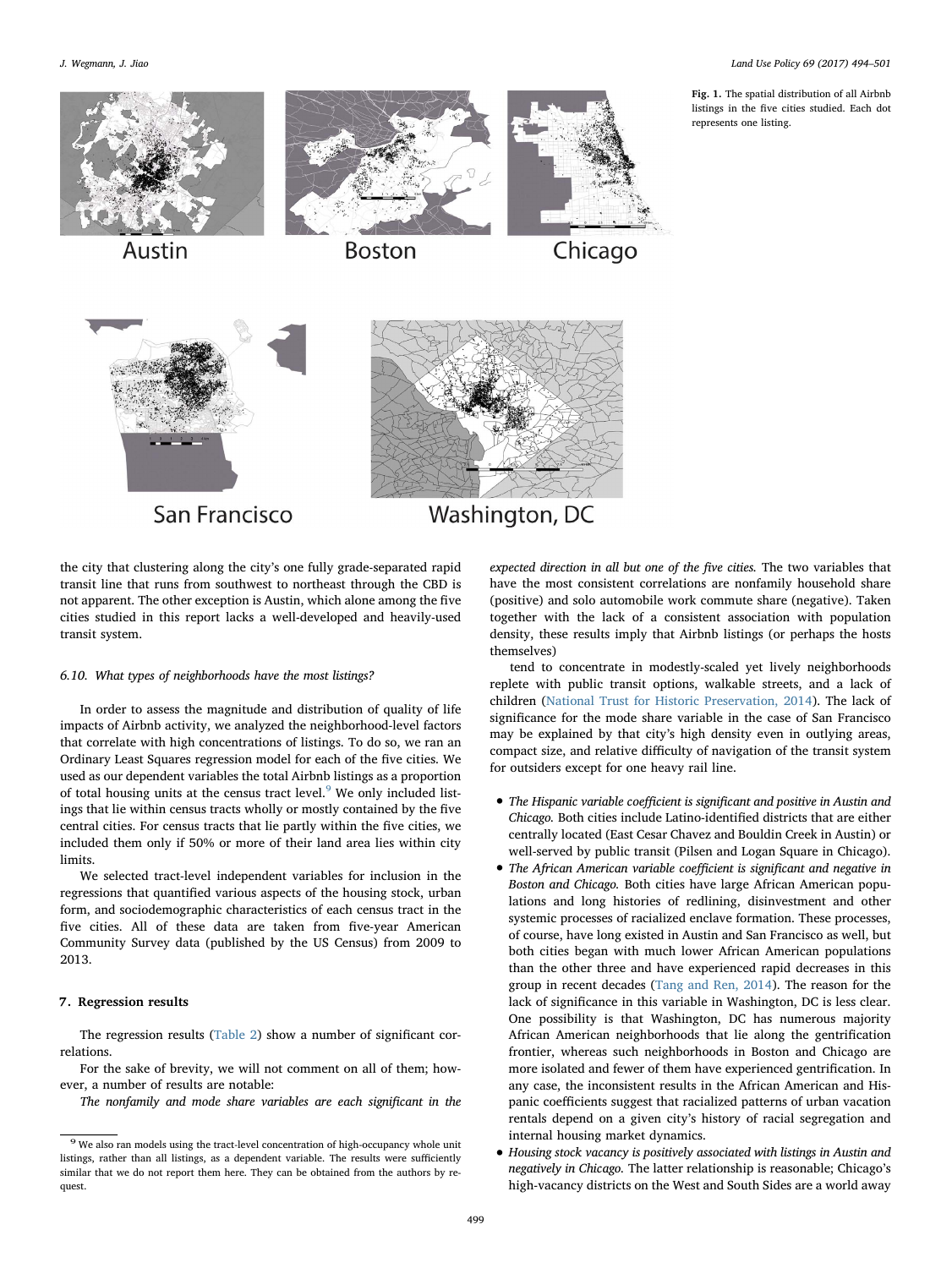J. Wegmann, J. Jiao *Land Use Policy 69 (2017) 494–501*

Fig. 1. The spatial distribution of all Airbnb listings in the five cities studied. Each dot

represents one listing.

<span id="page-5-0"></span>

# San Francisco

# Washington, DC

the city that clustering along the city's one fully grade-separated rapid transit line that runs from southwest to northeast through the CBD is not apparent. The other exception is Austin, which alone among the five cities studied in this report lacks a well-developed and heavily-used transit system.

### 6.10. What types of neighborhoods have the most listings?

In order to assess the magnitude and distribution of quality of life impacts of Airbnb activity, we analyzed the neighborhood-level factors that correlate with high concentrations of listings. To do so, we ran an Ordinary Least Squares regression model for each of the five cities. We used as our dependent variables the total Airbnb listings as a proportion of total housing units at the census tract level.<sup>[9](#page-5-1)</sup> We only included listings that lie within census tracts wholly or mostly contained by the five central cities. For census tracts that lie partly within the five cities, we included them only if 50% or more of their land area lies within city limits.

We selected tract-level independent variables for inclusion in the regressions that quantified various aspects of the housing stock, urban form, and sociodemographic characteristics of each census tract in the five cities. All of these data are taken from five-year American Community Survey data (published by the US Census) from 2009 to 2013.

# 7. Regression results

The regression results [\(Table 2\)](#page-6-0) show a number of significant correlations.

For the sake of brevity, we will not comment on all of them; however, a number of results are notable:

The nonfamily and mode share variables are each significant in the

expected direction in all but one of the five cities. The two variables that have the most consistent correlations are nonfamily household share (positive) and solo automobile work commute share (negative). Taken together with the lack of a consistent association with population density, these results imply that Airbnb listings (or perhaps the hosts themselves)

tend to concentrate in modestly-scaled yet lively neighborhoods replete with public transit options, walkable streets, and a lack of children ([National Trust for Historic Preservation, 2014](#page-7-18)). The lack of significance for the mode share variable in the case of San Francisco may be explained by that city's high density even in outlying areas, compact size, and relative difficulty of navigation of the transit system for outsiders except for one heavy rail line.

- The Hispanic variable coefficient is significant and positive in Austin and Chicago. Both cities include Latino-identified districts that are either centrally located (East Cesar Chavez and Bouldin Creek in Austin) or well-served by public transit (Pilsen and Logan Square in Chicago).
- The African American variable coefficient is significant and negative in Boston and Chicago. Both cities have large African American populations and long histories of redlining, disinvestment and other systemic processes of racialized enclave formation. These processes, of course, have long existed in Austin and San Francisco as well, but both cities began with much lower African American populations than the other three and have experienced rapid decreases in this group in recent decades [\(Tang and Ren, 2014](#page-7-19)). The reason for the lack of significance in this variable in Washington, DC is less clear. One possibility is that Washington, DC has numerous majority African American neighborhoods that lie along the gentrification frontier, whereas such neighborhoods in Boston and Chicago are more isolated and fewer of them have experienced gentrification. In any case, the inconsistent results in the African American and Hispanic coefficients suggest that racialized patterns of urban vacation rentals depend on a given city's history of racial segregation and internal housing market dynamics.
- Housing stock vacancy is positively associated with listings in Austin and negatively in Chicago. The latter relationship is reasonable; Chicago's high-vacancy districts on the West and South Sides are a world away

<span id="page-5-1"></span><sup>9</sup> We also ran models using the tract-level concentration of high-occupancy whole unit listings, rather than all listings, as a dependent variable. The results were sufficiently similar that we do not report them here. They can be obtained from the authors by request.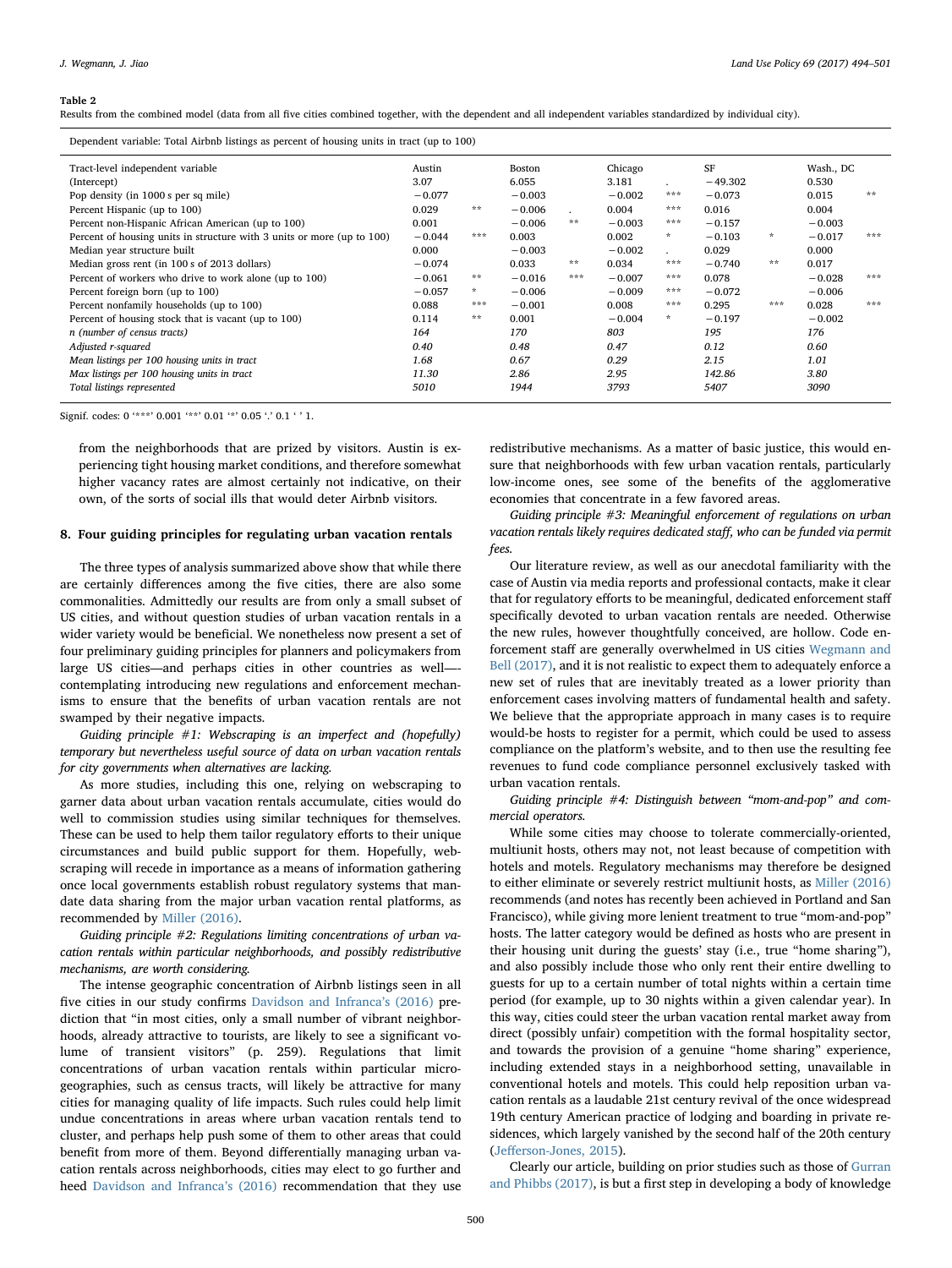#### <span id="page-6-0"></span>Table 2

Results from the combined model (data from all five cities combined together, with the dependent and all independent variables standardized by individual city).

Dependent variable: Total Airbnb listings as percent of housing units in tract (up to 100)

| Tract-level independent variable                                       |          |                 | <b>Boston</b> |     | Chicago  |               | SF        |               | Wash., DC |     |
|------------------------------------------------------------------------|----------|-----------------|---------------|-----|----------|---------------|-----------|---------------|-----------|-----|
| (Intercept)                                                            | 3.07     |                 | 6.055         |     | 3.181    |               | $-49.302$ |               | 0.530     |     |
| Pop density (in 1000 s per sq mile)                                    | $-0.077$ |                 | $-0.003$      |     | $-0.002$ | ***           | $-0.073$  |               | 0.015     | **  |
| Percent Hispanic (up to 100)                                           |          | **              | $-0.006$      |     | 0.004    | ***           | 0.016     |               | 0.004     |     |
| Percent non-Hispanic African American (up to 100)                      |          |                 | $-0.006$      | **  | $-0.003$ | ***           | $-0.157$  |               | $-0.003$  |     |
| Percent of housing units in structure with 3 units or more (up to 100) | $-0.044$ | ***             | 0.003         |     | 0.002    | $\mathcal{R}$ | $-0.103$  | $\mathcal{R}$ | $-0.017$  | *** |
| Median year structure built                                            | 0.000    |                 | $-0.003$      |     | $-0.002$ | $\sim$        | 0.029     |               | 0.000     |     |
| Median gross rent (in 100 s of 2013 dollars)                           | $-0.074$ |                 | 0.033         | **  | 0.034    | ***           | $-0.740$  | **            | 0.017     |     |
| Percent of workers who drive to work alone (up to 100)                 | $-0.061$ | **              | $-0.016$      | *** | $-0.007$ | ***           | 0.078     |               | $-0.028$  | *** |
| Percent foreign born (up to 100)                                       | $-0.057$ | $\mathcal{R}^-$ | $-0.006$      |     | $-0.009$ | ***           | $-0.072$  |               | $-0.006$  |     |
| Percent nonfamily households (up to 100)                               | 0.088    | ***             | $-0.001$      |     | 0.008    | ***           | 0.295     | ***           | 0.028     | *** |
| Percent of housing stock that is vacant (up to 100)                    | 0.114    | **              | 0.001         |     | $-0.004$ | $\star$       | $-0.197$  |               | $-0.002$  |     |
| n (number of census tracts)                                            | 164      |                 | 170           |     | 803      |               | 195       |               | 176       |     |
| Adjusted r-squared                                                     | 0.40     |                 | 0.48          |     | 0.47     |               | 0.12      |               | 0.60      |     |
| Mean listings per 100 housing units in tract                           | 1.68     |                 | 0.67          |     | 0.29     |               | 2.15      |               | 1.01      |     |
| Max listings per 100 housing units in tract                            | 11.30    |                 | 2.86          |     | 2.95     |               | 142.86    |               | 3.80      |     |
| Total listings represented                                             | 5010     |                 | 1944          |     | 3793     |               | 5407      |               | 3090      |     |
|                                                                        |          |                 |               |     |          |               |           |               |           |     |

Signif. codes: 0 '\*\*\*' 0.001 '\*\*' 0.01 '\*' 0.05 '.' 0.1 ' ' 1.

from the neighborhoods that are prized by visitors. Austin is experiencing tight housing market conditions, and therefore somewhat higher vacancy rates are almost certainly not indicative, on their own, of the sorts of social ills that would deter Airbnb visitors.

#### 8. Four guiding principles for regulating urban vacation rentals

The three types of analysis summarized above show that while there are certainly differences among the five cities, there are also some commonalities. Admittedly our results are from only a small subset of US cities, and without question studies of urban vacation rentals in a wider variety would be beneficial. We nonetheless now present a set of four preliminary guiding principles for planners and policymakers from large US cities—and perhaps cities in other countries as well— contemplating introducing new regulations and enforcement mechanisms to ensure that the benefits of urban vacation rentals are not swamped by their negative impacts.

Guiding principle #1: Webscraping is an imperfect and (hopefully) temporary but nevertheless useful source of data on urban vacation rentals for city governments when alternatives are lacking.

As more studies, including this one, relying on webscraping to garner data about urban vacation rentals accumulate, cities would do well to commission studies using similar techniques for themselves. These can be used to help them tailor regulatory efforts to their unique circumstances and build public support for them. Hopefully, webscraping will recede in importance as a means of information gathering once local governments establish robust regulatory systems that mandate data sharing from the major urban vacation rental platforms, as recommended by [Miller \(2016\)](#page-7-9).

Guiding principle #2: Regulations limiting concentrations of urban vacation rentals within particular neighborhoods, and possibly redistributive mechanisms, are worth considering.

The intense geographic concentration of Airbnb listings seen in all five cities in our study confirms [Davidson and Infranca](#page-7-8)'s (2016) prediction that "in most cities, only a small number of vibrant neighborhoods, already attractive to tourists, are likely to see a significant volume of transient visitors" (p. 259). Regulations that limit concentrations of urban vacation rentals within particular microgeographies, such as census tracts, will likely be attractive for many cities for managing quality of life impacts. Such rules could help limit undue concentrations in areas where urban vacation rentals tend to cluster, and perhaps help push some of them to other areas that could benefit from more of them. Beyond differentially managing urban vacation rentals across neighborhoods, cities may elect to go further and heed [Davidson and Infranca](#page-7-8)'s (2016) recommendation that they use redistributive mechanisms. As a matter of basic justice, this would ensure that neighborhoods with few urban vacation rentals, particularly low-income ones, see some of the benefits of the agglomerative economies that concentrate in a few favored areas.

Guiding principle #3: Meaningful enforcement of regulations on urban vacation rentals likely requires dedicated staff, who can be funded via permit fees.

Our literature review, as well as our anecdotal familiarity with the case of Austin via media reports and professional contacts, make it clear that for regulatory efforts to be meaningful, dedicated enforcement staff specifically devoted to urban vacation rentals are needed. Otherwise the new rules, however thoughtfully conceived, are hollow. Code enforcement staff are generally overwhelmed in US cities [Wegmann and](#page-7-20) [Bell \(2017\),](#page-7-20) and it is not realistic to expect them to adequately enforce a new set of rules that are inevitably treated as a lower priority than enforcement cases involving matters of fundamental health and safety. We believe that the appropriate approach in many cases is to require would-be hosts to register for a permit, which could be used to assess compliance on the platform's website, and to then use the resulting fee revenues to fund code compliance personnel exclusively tasked with urban vacation rentals.

Guiding principle #4: Distinguish between "mom-and-pop" and commercial operators.

While some cities may choose to tolerate commercially-oriented, multiunit hosts, others may not, not least because of competition with hotels and motels. Regulatory mechanisms may therefore be designed to either eliminate or severely restrict multiunit hosts, as [Miller \(2016\)](#page-7-9) recommends (and notes has recently been achieved in Portland and San Francisco), while giving more lenient treatment to true "mom-and-pop" hosts. The latter category would be defined as hosts who are present in their housing unit during the guests' stay (i.e., true "home sharing"), and also possibly include those who only rent their entire dwelling to guests for up to a certain number of total nights within a certain time period (for example, up to 30 nights within a given calendar year). In this way, cities could steer the urban vacation rental market away from direct (possibly unfair) competition with the formal hospitality sector, and towards the provision of a genuine "home sharing" experience, including extended stays in a neighborhood setting, unavailable in conventional hotels and motels. This could help reposition urban vacation rentals as a laudable 21st century revival of the once widespread 19th century American practice of lodging and boarding in private residences, which largely vanished by the second half of the 20th century (Jeff[erson-Jones, 2015\)](#page-7-21).

Clearly our article, building on prior studies such as those of [Gurran](#page-7-11) [and Phibbs \(2017\)](#page-7-11), is but a first step in developing a body of knowledge